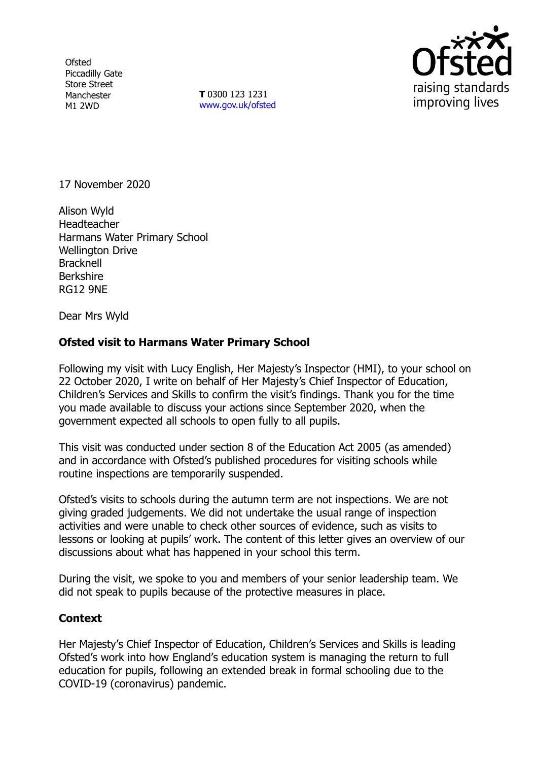Ofsted
Piccadilly Gate
Store Street
Manchester
M1 2WD

**T** 0300 123 1231
www.gov.uk/ofsted

17 November 2020

Alison Wyld
Headteacher
Harmans Water Primary School
Wellington Drive
Bracknell
Berkshire
RG12 9NE

Dear Mrs Wyld

**Ofsted visit to Harmans Water Primary School**

Following my visit with Lucy English, Her Majesty's Inspector (HMI), to your school on 22 October 2020, I write on behalf of Her Majesty's Chief Inspector of Education, Children's Services and Skills to confirm the visit's findings. Thank you for the time you made available to discuss your actions since September 2020, when the government expected all schools to open fully to all pupils.

This visit was conducted under section 8 of the Education Act 2005 (as amended) and in accordance with Ofsted's published procedures for visiting schools while routine inspections are temporarily suspended.

Ofsted's visits to schools during the autumn term are not inspections. We are not giving graded judgements. We did not undertake the usual range of inspection activities and were unable to check other sources of evidence, such as visits to lessons or looking at pupils' work. The content of this letter gives an overview of our discussions about what has happened in your school this term.

During the visit, we spoke to you and members of your senior leadership team. We did not speak to pupils because of the protective measures in place.

**Context**

Her Majesty's Chief Inspector of Education, Children's Services and Skills is leading Ofsted's work into how England's education system is managing the return to full education for pupils, following an extended break in formal schooling due to the COVID-19 (coronavirus) pandemic.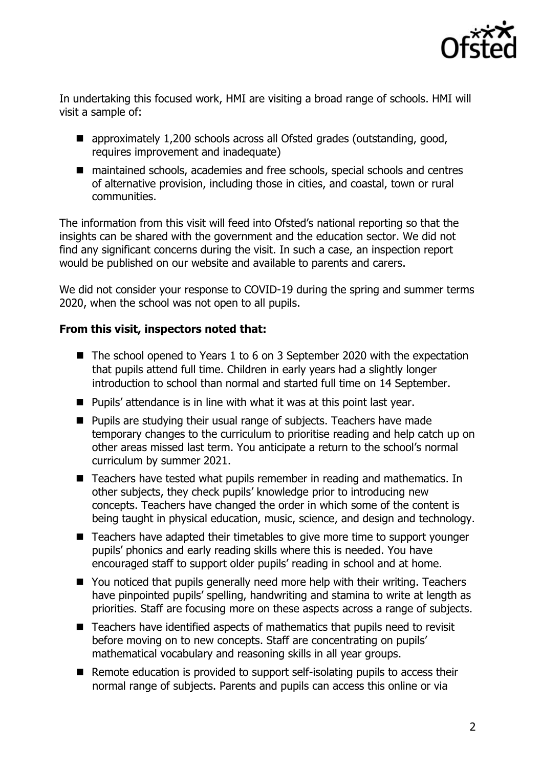In undertaking this focused work, HMI are visiting a broad range of schools. HMI will visit a sample of:

- approximately 1,200 schools across all Ofsted grades (outstanding, good, requires improvement and inadequate)
- maintained schools, academies and free schools, special schools and centres of alternative provision, including those in cities, and coastal, town or rural communities.

The information from this visit will feed into Ofsted's national reporting so that the insights can be shared with the government and the education sector. We did not find any significant concerns during the visit. In such a case, an inspection report would be published on our website and available to parents and carers.

We did not consider your response to COVID-19 during the spring and summer terms 2020, when the school was not open to all pupils.

**From this visit, inspectors noted that:**

- The school opened to Years 1 to 6 on 3 September 2020 with the expectation that pupils attend full time. Children in early years had a slightly longer introduction to school than normal and started full time on 14 September.
- Pupils' attendance is in line with what it was at this point last year.
- Pupils are studying their usual range of subjects. Teachers have made temporary changes to the curriculum to prioritise reading and help catch up on other areas missed last term. You anticipate a return to the school's normal curriculum by summer 2021.
- Teachers have tested what pupils remember in reading and mathematics. In other subjects, they check pupils' knowledge prior to introducing new concepts. Teachers have changed the order in which some of the content is being taught in physical education, music, science, and design and technology.
- Teachers have adapted their timetables to give more time to support younger pupils' phonics and early reading skills where this is needed. You have encouraged staff to support older pupils' reading in school and at home.
- You noticed that pupils generally need more help with their writing. Teachers have pinpointed pupils' spelling, handwriting and stamina to write at length as priorities. Staff are focusing more on these aspects across a range of subjects.
- Teachers have identified aspects of mathematics that pupils need to revisit before moving on to new concepts. Staff are concentrating on pupils' mathematical vocabulary and reasoning skills in all year groups.
- Remote education is provided to support self-isolating pupils to access their normal range of subjects. Parents and pupils can access this online or via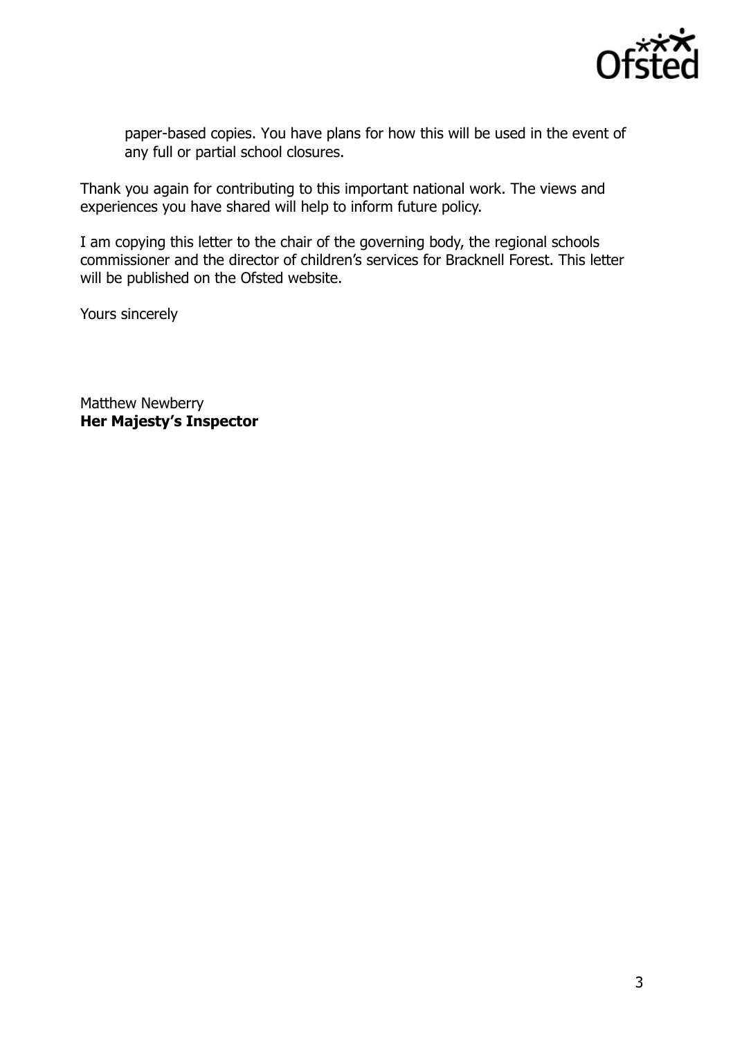paper-based copies. You have plans for how this will be used in the event of any full or partial school closures.

Thank you again for contributing to this important national work. The views and experiences you have shared will help to inform future policy.

I am copying this letter to the chair of the governing body, the regional schools commissioner and the director of children's services for Bracknell Forest. This letter will be published on the Ofsted website.

Yours sincerely

Matthew Newberry
**Her Majesty's Inspector**